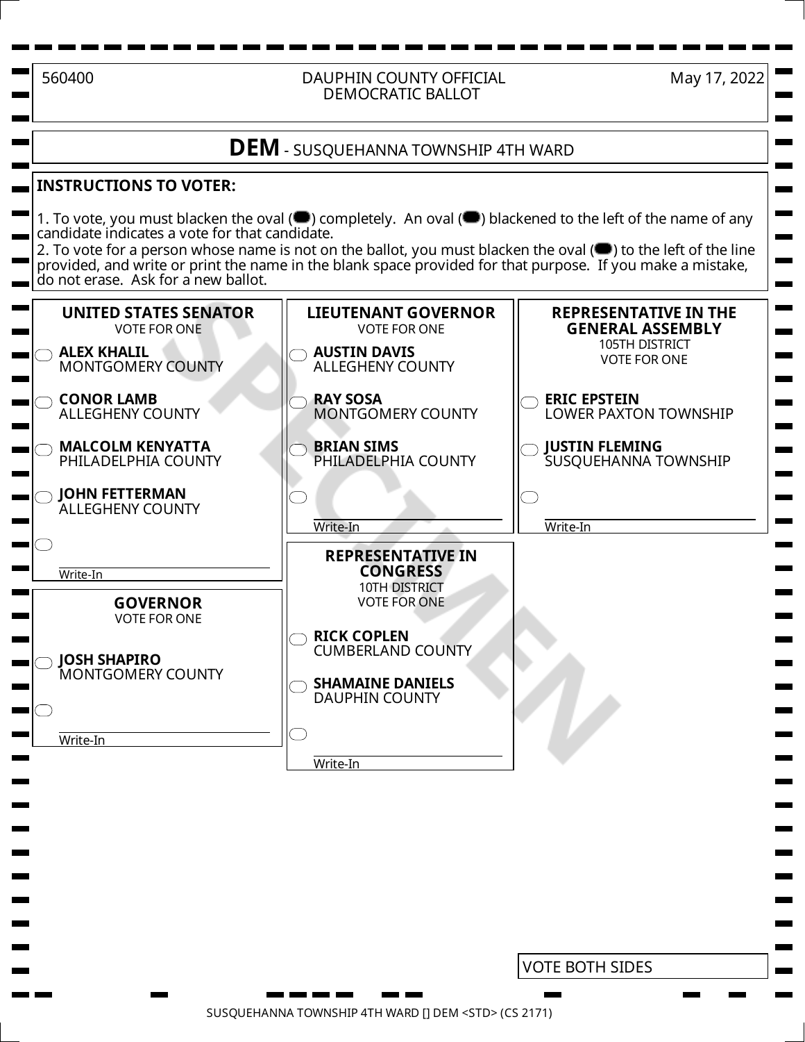560400

DAUPHIN COUNTY OFFICIAL
DEMOCRATIC BALLOT

May 17, 2022

# DEM - SUSQUEHANNA TOWNSHIP 4TH WARD

**INSTRUCTIONS TO VOTER:**

1. To vote, you must blacken the oval (⬬) completely. An oval (⬬) blackened to the left of the name of any candidate indicates a vote for that candidate.
2. To vote for a person whose name is not on the ballot, you must blacken the oval (⬬) to the left of the line provided, and write or print the name in the blank space provided for that purpose. If you make a mistake, do not erase. Ask for a new ballot.

## UNITED STATES SENATOR
VOTE FOR ONE

- ⬭ **ALEX KHALIL** MONTGOMERY COUNTY
- ⬭ **CONOR LAMB** ALLEGHENY COUNTY
- ⬭ **MALCOLM KENYATTA** PHILADELPHIA COUNTY
- ⬭ **JOHN FETTERMAN** ALLEGHENY COUNTY
- ⬭ ______ Write-In

## GOVERNOR
VOTE FOR ONE

- ⬭ **JOSH SHAPIRO** MONTGOMERY COUNTY
- ⬭ ______ Write-In

## LIEUTENANT GOVERNOR
VOTE FOR ONE

- ⬭ **AUSTIN DAVIS** ALLEGHENY COUNTY
- ⬭ **RAY SOSA** MONTGOMERY COUNTY
- ⬭ **BRIAN SIMS** PHILADELPHIA COUNTY
- ⬭ ______ Write-In

## REPRESENTATIVE IN CONGRESS
10TH DISTRICT
VOTE FOR ONE

- ⬭ **RICK COPLEN** CUMBERLAND COUNTY
- ⬭ **SHAMAINE DANIELS** DAUPHIN COUNTY
- ⬭ ______ Write-In

## REPRESENTATIVE IN THE GENERAL ASSEMBLY
105TH DISTRICT
VOTE FOR ONE

- ⬭ **ERIC EPSTEIN** LOWER PAXTON TOWNSHIP
- ⬭ **JUSTIN FLEMING** SUSQUEHANNA TOWNSHIP
- ⬭ ______ Write-In

VOTE BOTH SIDES

SUSQUEHANNA TOWNSHIP 4TH WARD [] DEM <STD> (CS 2171)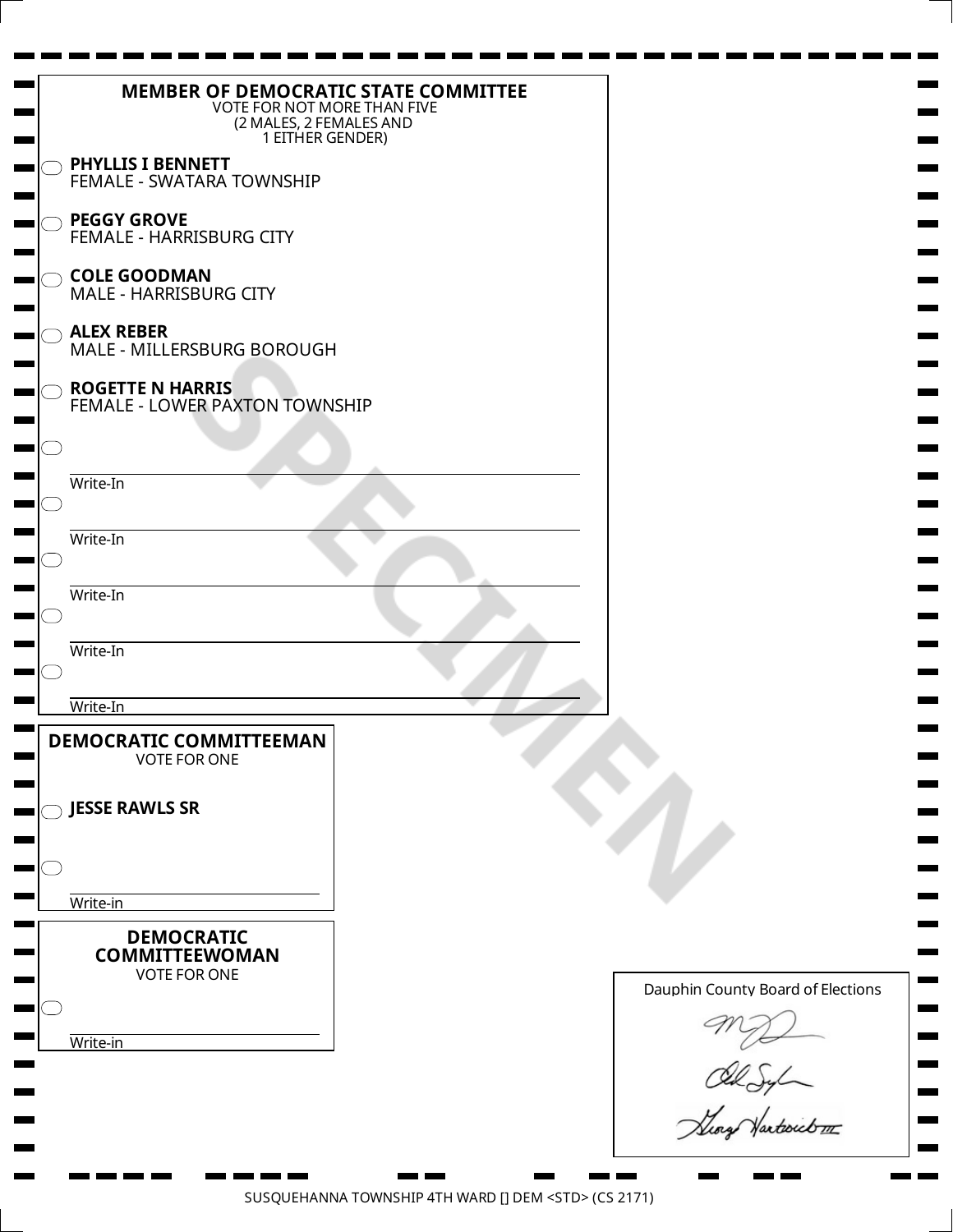## MEMBER OF DEMOCRATIC STATE COMMITTEE

VOTE FOR NOT MORE THAN FIVE
(2 MALES, 2 FEMALES AND
1 EITHER GENDER)

- ⬭ **PHYLLIS I BENNETT**
  FEMALE - SWATARA TOWNSHIP
- ⬭ **PEGGY GROVE**
  FEMALE - HARRISBURG CITY
- ⬭ **COLE GOODMAN**
  MALE - HARRISBURG CITY
- ⬭ **ALEX REBER**
  MALE - MILLERSBURG BOROUGH
- ⬭ **ROGETTE N HARRIS**
  FEMALE - LOWER PAXTON TOWNSHIP
- ⬭ ____________________ Write-In
- ⬭ ____________________ Write-In
- ⬭ ____________________ Write-In
- ⬭ ____________________ Write-In
- ⬭ ____________________ Write-In

## DEMOCRATIC COMMITTEEMAN

VOTE FOR ONE

- ⬭ **JESSE RAWLS SR**
- ⬭ ____________________ Write-in

## DEMOCRATIC COMMITTEEWOMAN

VOTE FOR ONE

- ⬭ ____________________ Write-in

SPECIMEN

Dauphin County Board of Elections

SUSQUEHANNA TOWNSHIP 4TH WARD [] DEM <STD> (CS 2171)